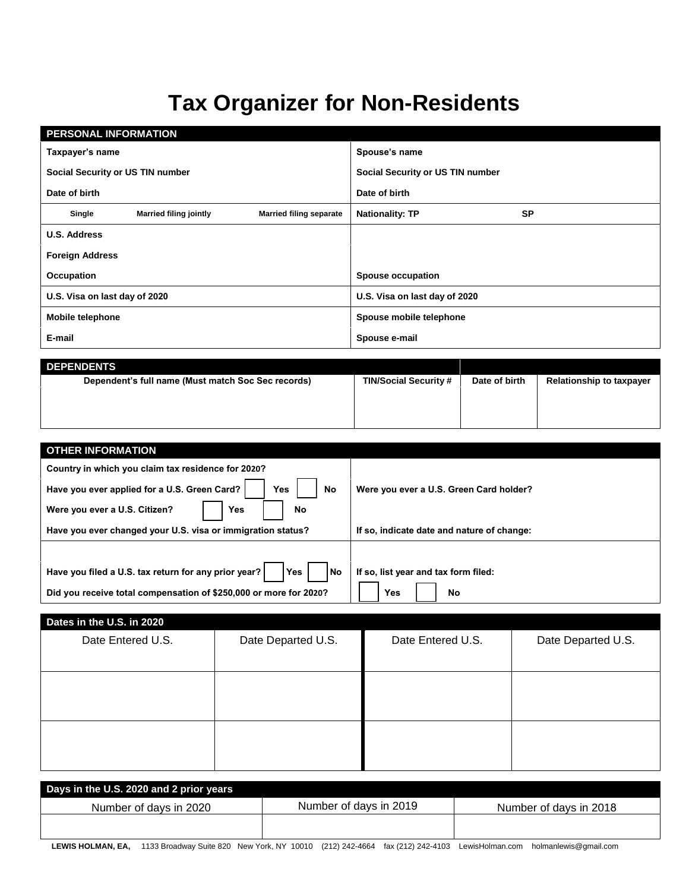# Tax Organizer for Non-Residents

| PERSONAL INFORMATION | |
|---|---|
| Taxpayer's name | Spouse's name |
| Social Security or US TIN number | Social Security or US TIN number |
| Date of birth | Date of birth |
| Single &nbsp;&nbsp; Married filing jointly &nbsp;&nbsp; Married filing separate | Nationality: TP &nbsp;&nbsp; SP |
| U.S. Address | |
| Foreign Address | |
| Occupation | Spouse occupation |
| U.S. Visa on last day of 2020 | U.S. Visa on last day of 2020 |
| Mobile telephone | Spouse mobile telephone |
| E-mail | Spouse e-mail |

| DEPENDENTS | | | |
|---|---|---|---|
| Dependent's full name (Must match Soc Sec records) | TIN/Social Security # | Date of birth | Relationship to taxpayer |
| | | | |

| OTHER INFORMATION | |
|---|---|
| Country in which you claim tax residence for 2020? | |
| Have you ever applied for a U.S. Green Card? ☐ Yes ☐ No | Were you ever a U.S. Green Card holder? |
| Were you ever a U.S. Citizen? ☐ Yes ☐ No | |
| Have you ever changed your U.S. visa or immigration status? | If so, indicate date and nature of change: |
| | |
| Have you filed a U.S. tax return for any prior year? ☐ Yes ☐ No | If so, list year and tax form filed: |
| Did you receive total compensation of $250,000 or more for 2020? | ☐ Yes ☐ No |

| Dates in the U.S. in 2020 | | | |
|---|---|---|---|
| Date Entered U.S. | Date Departed U.S. | Date Entered U.S. | Date Departed U.S. |
| | | | |
| | | | |

| Days in the U.S. 2020 and 2 prior years | | |
|---|---|---|
| Number of days in 2020 | Number of days in 2019 | Number of days in 2018 |
| | | |

**LEWIS HOLMAN, EA,** 1133 Broadway Suite 820 New York, NY 10010 (212) 242-4664 fax (212) 242-4103 LewisHolman.com holmanlewis@gmail.com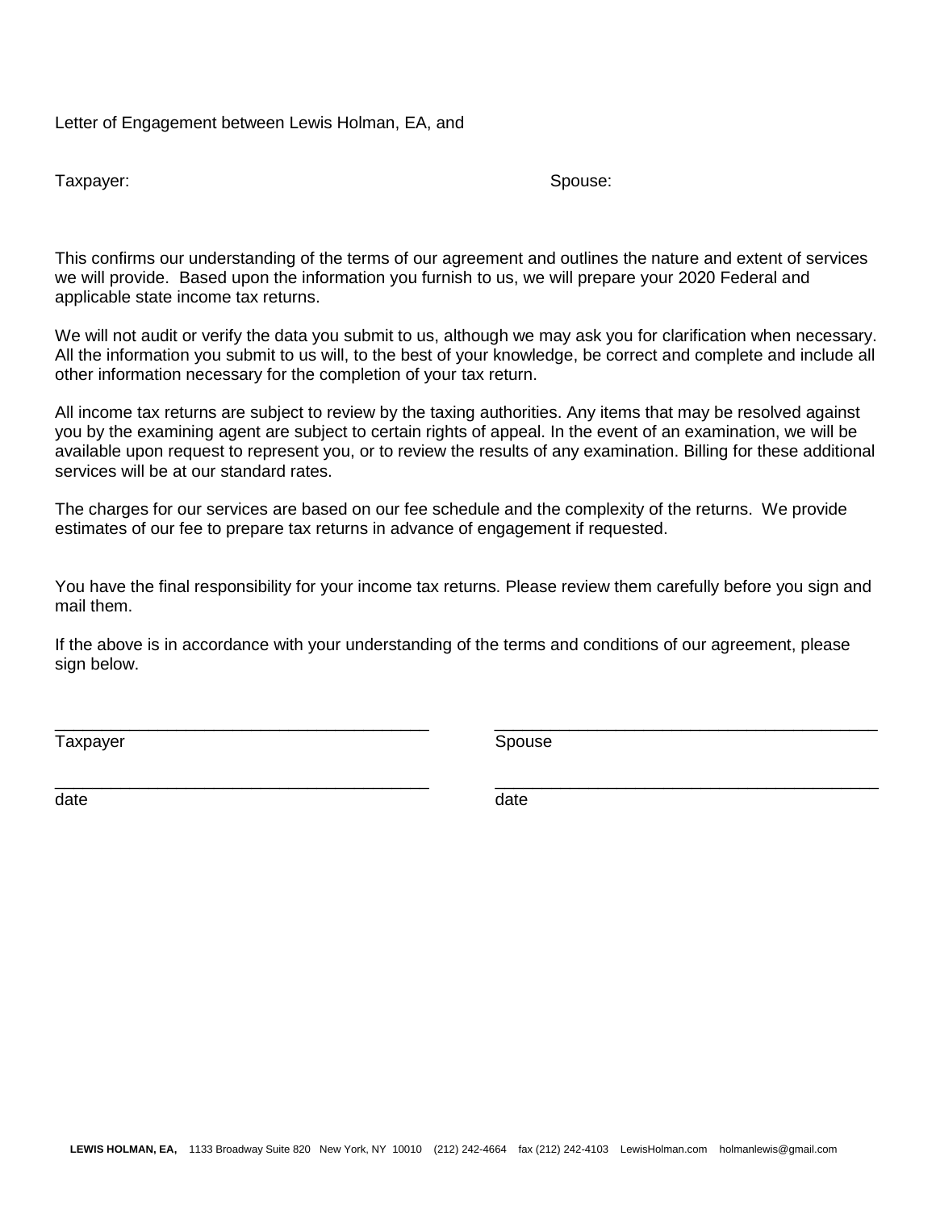Letter of Engagement between Lewis Holman, EA, and

Taxpayer: Spouse:

This confirms our understanding of the terms of our agreement and outlines the nature and extent of services we will provide. Based upon the information you furnish to us, we will prepare your 2020 Federal and applicable state income tax returns.

We will not audit or verify the data you submit to us, although we may ask you for clarification when necessary. All the information you submit to us will, to the best of your knowledge, be correct and complete and include all other information necessary for the completion of your tax return.

All income tax returns are subject to review by the taxing authorities. Any items that may be resolved against you by the examining agent are subject to certain rights of appeal. In the event of an examination, we will be available upon request to represent you, or to review the results of any examination. Billing for these additional services will be at our standard rates.

The charges for our services are based on our fee schedule and the complexity of the returns. We provide estimates of our fee to prepare tax returns in advance of engagement if requested.

You have the final responsibility for your income tax returns. Please review them carefully before you sign and mail them.

If the above is in accordance with your understanding of the terms and conditions of our agreement, please sign below.

| | |
|---|---|
| ________________________________________ | ________________________________________ |
| Taxpayer | Spouse |
| ________________________________________ | ________________________________________ |
| date | date |

**LEWIS HOLMAN, EA,** 1133 Broadway Suite 820 New York, NY 10010 (212) 242-4664 fax (212) 242-4103 LewisHolman.com holmanlewis@gmail.com